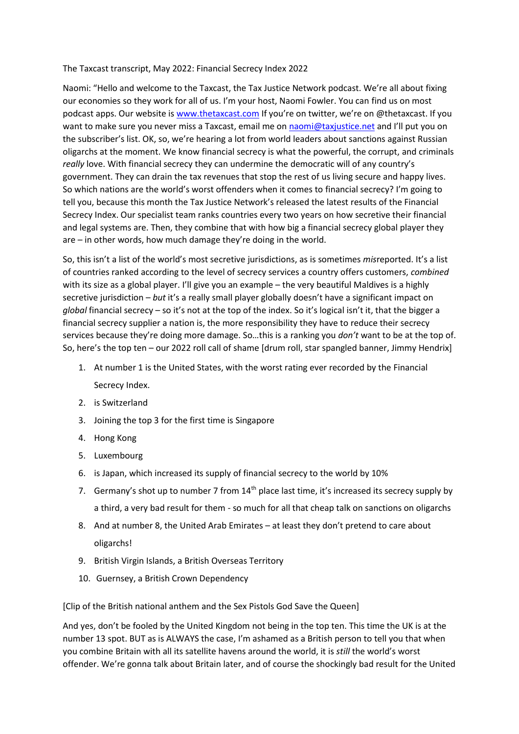The Taxcast transcript, May 2022: Financial Secrecy Index 2022

Naomi: "Hello and welcome to the Taxcast, the Tax Justice Network podcast. We're all about fixing our economies so they work for all of us. I'm your host, Naomi Fowler. You can find us on most podcast apps. Our website is [www.thetaxcast.com](http://www.thetaxcast.com) If you're on twitter, we're on @thetaxcast. If you want to make sure you never miss a Taxcast, email me on [naomi@taxjustice.net](mailto:naomi@taxjustice.net) and I'll put you on the subscriber's list. OK, so, we're hearing a lot from world leaders about sanctions against Russian oligarchs at the moment. We know financial secrecy is what the powerful, the corrupt, and criminals *really* love. With financial secrecy they can undermine the democratic will of any country's government. They can drain the tax revenues that stop the rest of us living secure and happy lives. So which nations are the world's worst offenders when it comes to financial secrecy? I'm going to tell you, because this month the Tax Justice Network's released the latest results of the Financial Secrecy Index. Our specialist team ranks countries every two years on how secretive their financial and legal systems are. Then, they combine that with how big a financial secrecy global player they are – in other words, how much damage they're doing in the world.

So, this isn't a list of the world's most secretive jurisdictions, as is sometimes *mis*reported. It's a list of countries ranked according to the level of secrecy services a country offers customers, *combined* with its size as a global player. I'll give you an example – the very beautiful Maldives is a highly secretive jurisdiction – *but* it's a really small player globally doesn't have a significant impact on *global* financial secrecy – so it's not at the top of the index. So it's logical isn't it, that the bigger a financial secrecy supplier a nation is, the more responsibility they have to reduce their secrecy services because they're doing more damage. So…this is a ranking you *don't* want to be at the top of. So, here's the top ten – our 2022 roll call of shame [drum roll, star spangled banner, Jimmy Hendrix]

1. At number 1 is the United States, with the worst rating ever recorded by the Financial Secrecy Index.
2. is Switzerland
3. Joining the top 3 for the first time is Singapore
4. Hong Kong
5. Luxembourg
6. is Japan, which increased its supply of financial secrecy to the world by 10%
7. Germany's shot up to number 7 from 14th place last time, it's increased its secrecy supply by a third, a very bad result for them - so much for all that cheap talk on sanctions on oligarchs
8. And at number 8, the United Arab Emirates – at least they don't pretend to care about oligarchs!
9. British Virgin Islands, a British Overseas Territory
10. Guernsey, a British Crown Dependency

[Clip of the British national anthem and the Sex Pistols God Save the Queen]

And yes, don't be fooled by the United Kingdom not being in the top ten. This time the UK is at the number 13 spot. BUT as is ALWAYS the case, I'm ashamed as a British person to tell you that when you combine Britain with all its satellite havens around the world, it is *still* the world's worst offender. We're gonna talk about Britain later, and of course the shockingly bad result for the United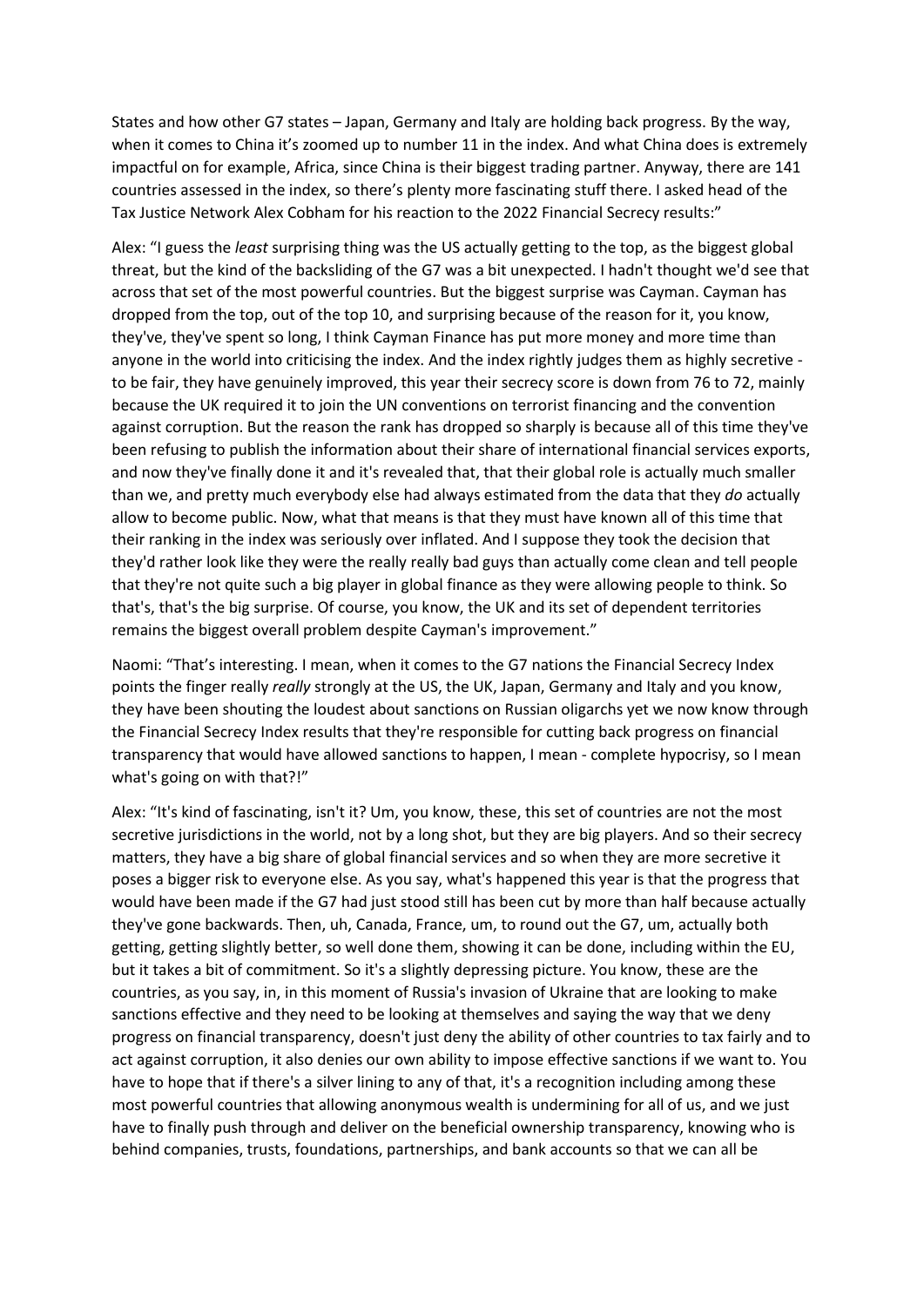States and how other G7 states – Japan, Germany and Italy are holding back progress. By the way, when it comes to China it's zoomed up to number 11 in the index. And what China does is extremely impactful on for example, Africa, since China is their biggest trading partner. Anyway, there are 141 countries assessed in the index, so there's plenty more fascinating stuff there. I asked head of the Tax Justice Network Alex Cobham for his reaction to the 2022 Financial Secrecy results:"

Alex: "I guess the *least* surprising thing was the US actually getting to the top, as the biggest global threat, but the kind of the backsliding of the G7 was a bit unexpected. I hadn't thought we'd see that across that set of the most powerful countries. But the biggest surprise was Cayman. Cayman has dropped from the top, out of the top 10, and surprising because of the reason for it, you know, they've, they've spent so long, I think Cayman Finance has put more money and more time than anyone in the world into criticising the index. And the index rightly judges them as highly secretive - to be fair, they have genuinely improved, this year their secrecy score is down from 76 to 72, mainly because the UK required it to join the UN conventions on terrorist financing and the convention against corruption. But the reason the rank has dropped so sharply is because all of this time they've been refusing to publish the information about their share of international financial services exports, and now they've finally done it and it's revealed that, that their global role is actually much smaller than we, and pretty much everybody else had always estimated from the data that they *do* actually allow to become public. Now, what that means is that they must have known all of this time that their ranking in the index was seriously over inflated. And I suppose they took the decision that they'd rather look like they were the really really bad guys than actually come clean and tell people that they're not quite such a big player in global finance as they were allowing people to think. So that's, that's the big surprise. Of course, you know, the UK and its set of dependent territories remains the biggest overall problem despite Cayman's improvement."

Naomi: "That's interesting. I mean, when it comes to the G7 nations the Financial Secrecy Index points the finger really *really* strongly at the US, the UK, Japan, Germany and Italy and you know, they have been shouting the loudest about sanctions on Russian oligarchs yet we now know through the Financial Secrecy Index results that they're responsible for cutting back progress on financial transparency that would have allowed sanctions to happen, I mean - complete hypocrisy, so I mean what's going on with that?!"

Alex: "It's kind of fascinating, isn't it? Um, you know, these, this set of countries are not the most secretive jurisdictions in the world, not by a long shot, but they are big players. And so their secrecy matters, they have a big share of global financial services and so when they are more secretive it poses a bigger risk to everyone else. As you say, what's happened this year is that the progress that would have been made if the G7 had just stood still has been cut by more than half because actually they've gone backwards. Then, uh, Canada, France, um, to round out the G7, um, actually both getting, getting slightly better, so well done them, showing it can be done, including within the EU, but it takes a bit of commitment. So it's a slightly depressing picture. You know, these are the countries, as you say, in, in this moment of Russia's invasion of Ukraine that are looking to make sanctions effective and they need to be looking at themselves and saying the way that we deny progress on financial transparency, doesn't just deny the ability of other countries to tax fairly and to act against corruption, it also denies our own ability to impose effective sanctions if we want to. You have to hope that if there's a silver lining to any of that, it's a recognition including among these most powerful countries that allowing anonymous wealth is undermining for all of us, and we just have to finally push through and deliver on the beneficial ownership transparency, knowing who is behind companies, trusts, foundations, partnerships, and bank accounts so that we can all be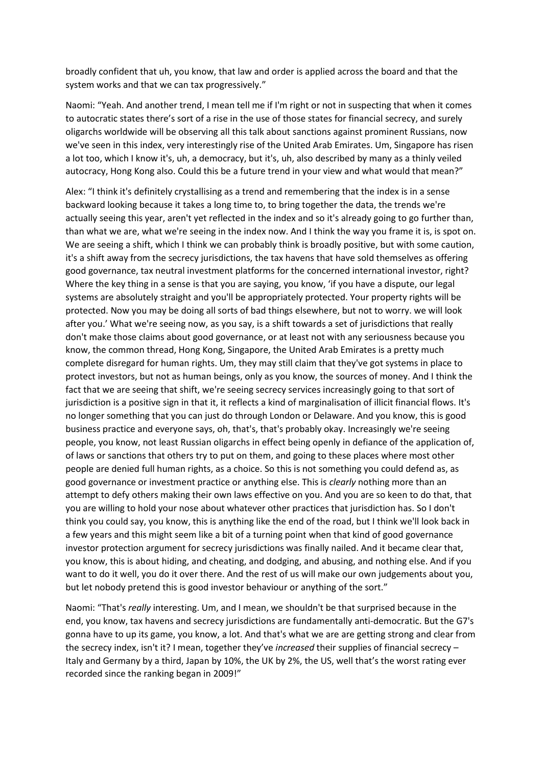broadly confident that uh, you know, that law and order is applied across the board and that the system works and that we can tax progressively."

Naomi: "Yeah. And another trend, I mean tell me if I'm right or not in suspecting that when it comes to autocratic states there's sort of a rise in the use of those states for financial secrecy, and surely oligarchs worldwide will be observing all this talk about sanctions against prominent Russians, now we've seen in this index, very interestingly rise of the United Arab Emirates. Um, Singapore has risen a lot too, which I know it's, uh, a democracy, but it's, uh, also described by many as a thinly veiled autocracy, Hong Kong also. Could this be a future trend in your view and what would that mean?"

Alex: "I think it's definitely crystallising as a trend and remembering that the index is in a sense backward looking because it takes a long time to, to bring together the data, the trends we're actually seeing this year, aren't yet reflected in the index and so it's already going to go further than, than what we are, what we're seeing in the index now. And I think the way you frame it is, is spot on. We are seeing a shift, which I think we can probably think is broadly positive, but with some caution, it's a shift away from the secrecy jurisdictions, the tax havens that have sold themselves as offering good governance, tax neutral investment platforms for the concerned international investor, right? Where the key thing in a sense is that you are saying, you know, 'if you have a dispute, our legal systems are absolutely straight and you'll be appropriately protected. Your property rights will be protected. Now you may be doing all sorts of bad things elsewhere, but not to worry. we will look after you.' What we're seeing now, as you say, is a shift towards a set of jurisdictions that really don't make those claims about good governance, or at least not with any seriousness because you know, the common thread, Hong Kong, Singapore, the United Arab Emirates is a pretty much complete disregard for human rights. Um, they may still claim that they've got systems in place to protect investors, but not as human beings, only as you know, the sources of money. And I think the fact that we are seeing that shift, we're seeing secrecy services increasingly going to that sort of jurisdiction is a positive sign in that it, it reflects a kind of marginalisation of illicit financial flows. It's no longer something that you can just do through London or Delaware. And you know, this is good business practice and everyone says, oh, that's, that's probably okay. Increasingly we're seeing people, you know, not least Russian oligarchs in effect being openly in defiance of the application of, of laws or sanctions that others try to put on them, and going to these places where most other people are denied full human rights, as a choice. So this is not something you could defend as, as good governance or investment practice or anything else. This is *clearly* nothing more than an attempt to defy others making their own laws effective on you. And you are so keen to do that, that you are willing to hold your nose about whatever other practices that jurisdiction has. So I don't think you could say, you know, this is anything like the end of the road, but I think we'll look back in a few years and this might seem like a bit of a turning point when that kind of good governance investor protection argument for secrecy jurisdictions was finally nailed. And it became clear that, you know, this is about hiding, and cheating, and dodging, and abusing, and nothing else. And if you want to do it well, you do it over there. And the rest of us will make our own judgements about you, but let nobody pretend this is good investor behaviour or anything of the sort."

Naomi: "That's *really* interesting. Um, and I mean, we shouldn't be that surprised because in the end, you know, tax havens and secrecy jurisdictions are fundamentally anti-democratic. But the G7's gonna have to up its game, you know, a lot. And that's what we are are getting strong and clear from the secrecy index, isn't it? I mean, together they've *increased* their supplies of financial secrecy – Italy and Germany by a third, Japan by 10%, the UK by 2%, the US, well that's the worst rating ever recorded since the ranking began in 2009!"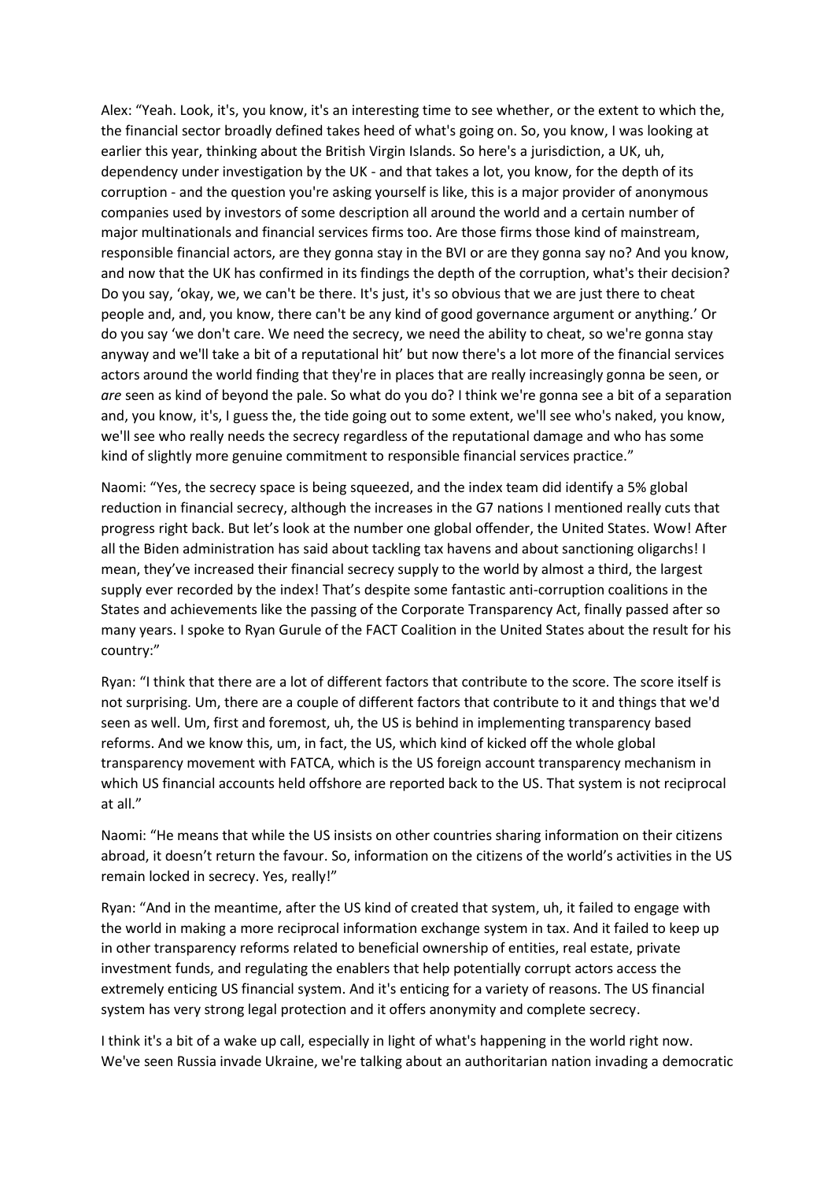Alex: "Yeah. Look, it's, you know, it's an interesting time to see whether, or the extent to which the, the financial sector broadly defined takes heed of what's going on. So, you know, I was looking at earlier this year, thinking about the British Virgin Islands. So here's a jurisdiction, a UK, uh, dependency under investigation by the UK - and that takes a lot, you know, for the depth of its corruption - and the question you're asking yourself is like, this is a major provider of anonymous companies used by investors of some description all around the world and a certain number of major multinationals and financial services firms too. Are those firms those kind of mainstream, responsible financial actors, are they gonna stay in the BVI or are they gonna say no? And you know, and now that the UK has confirmed in its findings the depth of the corruption, what's their decision? Do you say, 'okay, we, we can't be there. It's just, it's so obvious that we are just there to cheat people and, and, you know, there can't be any kind of good governance argument or anything.' Or do you say 'we don't care. We need the secrecy, we need the ability to cheat, so we're gonna stay anyway and we'll take a bit of a reputational hit' but now there's a lot more of the financial services actors around the world finding that they're in places that are really increasingly gonna be seen, or *are* seen as kind of beyond the pale. So what do you do? I think we're gonna see a bit of a separation and, you know, it's, I guess the, the tide going out to some extent, we'll see who's naked, you know, we'll see who really needs the secrecy regardless of the reputational damage and who has some kind of slightly more genuine commitment to responsible financial services practice."

Naomi: "Yes, the secrecy space is being squeezed, and the index team did identify a 5% global reduction in financial secrecy, although the increases in the G7 nations I mentioned really cuts that progress right back. But let's look at the number one global offender, the United States. Wow! After all the Biden administration has said about tackling tax havens and about sanctioning oligarchs! I mean, they've increased their financial secrecy supply to the world by almost a third, the largest supply ever recorded by the index! That's despite some fantastic anti-corruption coalitions in the States and achievements like the passing of the Corporate Transparency Act, finally passed after so many years. I spoke to Ryan Gurule of the FACT Coalition in the United States about the result for his country:"

Ryan: "I think that there are a lot of different factors that contribute to the score. The score itself is not surprising. Um, there are a couple of different factors that contribute to it and things that we'd seen as well. Um, first and foremost, uh, the US is behind in implementing transparency based reforms. And we know this, um, in fact, the US, which kind of kicked off the whole global transparency movement with FATCA, which is the US foreign account transparency mechanism in which US financial accounts held offshore are reported back to the US. That system is not reciprocal at all."

Naomi: "He means that while the US insists on other countries sharing information on their citizens abroad, it doesn't return the favour. So, information on the citizens of the world's activities in the US remain locked in secrecy. Yes, really!"

Ryan: "And in the meantime, after the US kind of created that system, uh, it failed to engage with the world in making a more reciprocal information exchange system in tax. And it failed to keep up in other transparency reforms related to beneficial ownership of entities, real estate, private investment funds, and regulating the enablers that help potentially corrupt actors access the extremely enticing US financial system. And it's enticing for a variety of reasons. The US financial system has very strong legal protection and it offers anonymity and complete secrecy.

I think it's a bit of a wake up call, especially in light of what's happening in the world right now. We've seen Russia invade Ukraine, we're talking about an authoritarian nation invading a democratic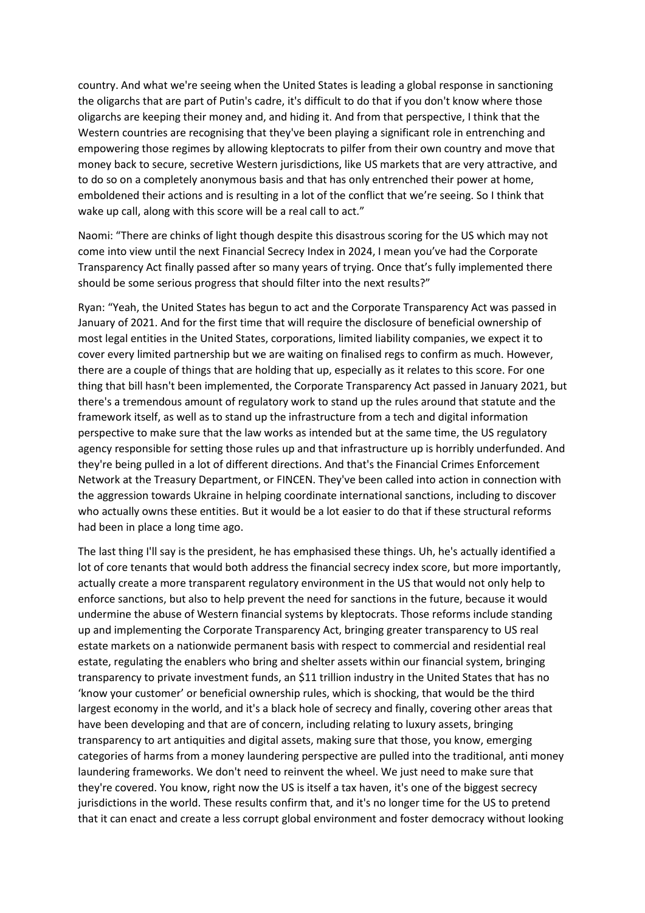country. And what we're seeing when the United States is leading a global response in sanctioning the oligarchs that are part of Putin's cadre, it's difficult to do that if you don't know where those oligarchs are keeping their money and, and hiding it. And from that perspective, I think that the Western countries are recognising that they've been playing a significant role in entrenching and empowering those regimes by allowing kleptocrats to pilfer from their own country and move that money back to secure, secretive Western jurisdictions, like US markets that are very attractive, and to do so on a completely anonymous basis and that has only entrenched their power at home, emboldened their actions and is resulting in a lot of the conflict that we're seeing. So I think that wake up call, along with this score will be a real call to act."

Naomi: "There are chinks of light though despite this disastrous scoring for the US which may not come into view until the next Financial Secrecy Index in 2024, I mean you've had the Corporate Transparency Act finally passed after so many years of trying. Once that's fully implemented there should be some serious progress that should filter into the next results?"

Ryan: "Yeah, the United States has begun to act and the Corporate Transparency Act was passed in January of 2021. And for the first time that will require the disclosure of beneficial ownership of most legal entities in the United States, corporations, limited liability companies, we expect it to cover every limited partnership but we are waiting on finalised regs to confirm as much. However, there are a couple of things that are holding that up, especially as it relates to this score. For one thing that bill hasn't been implemented, the Corporate Transparency Act passed in January 2021, but there's a tremendous amount of regulatory work to stand up the rules around that statute and the framework itself, as well as to stand up the infrastructure from a tech and digital information perspective to make sure that the law works as intended but at the same time, the US regulatory agency responsible for setting those rules up and that infrastructure up is horribly underfunded. And they're being pulled in a lot of different directions. And that's the Financial Crimes Enforcement Network at the Treasury Department, or FINCEN. They've been called into action in connection with the aggression towards Ukraine in helping coordinate international sanctions, including to discover who actually owns these entities. But it would be a lot easier to do that if these structural reforms had been in place a long time ago.

The last thing I'll say is the president, he has emphasised these things. Uh, he's actually identified a lot of core tenants that would both address the financial secrecy index score, but more importantly, actually create a more transparent regulatory environment in the US that would not only help to enforce sanctions, but also to help prevent the need for sanctions in the future, because it would undermine the abuse of Western financial systems by kleptocrats. Those reforms include standing up and implementing the Corporate Transparency Act, bringing greater transparency to US real estate markets on a nationwide permanent basis with respect to commercial and residential real estate, regulating the enablers who bring and shelter assets within our financial system, bringing transparency to private investment funds, an $11 trillion industry in the United States that has no 'know your customer' or beneficial ownership rules, which is shocking, that would be the third largest economy in the world, and it's a black hole of secrecy and finally, covering other areas that have been developing and that are of concern, including relating to luxury assets, bringing transparency to art antiquities and digital assets, making sure that those, you know, emerging categories of harms from a money laundering perspective are pulled into the traditional, anti money laundering frameworks. We don't need to reinvent the wheel. We just need to make sure that they're covered. You know, right now the US is itself a tax haven, it's one of the biggest secrecy jurisdictions in the world. These results confirm that, and it's no longer time for the US to pretend that it can enact and create a less corrupt global environment and foster democracy without looking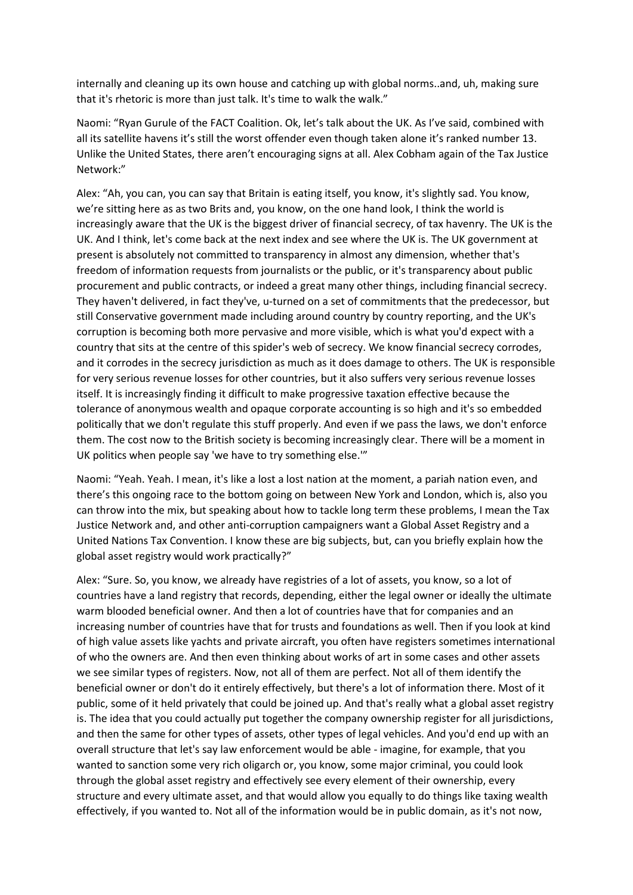internally and cleaning up its own house and catching up with global norms..and, uh, making sure that it's rhetoric is more than just talk. It's time to walk the walk."

Naomi: "Ryan Gurule of the FACT Coalition. Ok, let's talk about the UK. As I've said, combined with all its satellite havens it's still the worst offender even though taken alone it's ranked number 13. Unlike the United States, there aren't encouraging signs at all. Alex Cobham again of the Tax Justice Network:"

Alex: "Ah, you can, you can say that Britain is eating itself, you know, it's slightly sad. You know, we're sitting here as as two Brits and, you know, on the one hand look, I think the world is increasingly aware that the UK is the biggest driver of financial secrecy, of tax havenry. The UK is the UK. And I think, let's come back at the next index and see where the UK is. The UK government at present is absolutely not committed to transparency in almost any dimension, whether that's freedom of information requests from journalists or the public, or it's transparency about public procurement and public contracts, or indeed a great many other things, including financial secrecy. They haven't delivered, in fact they've, u-turned on a set of commitments that the predecessor, but still Conservative government made including around country by country reporting, and the UK's corruption is becoming both more pervasive and more visible, which is what you'd expect with a country that sits at the centre of this spider's web of secrecy. We know financial secrecy corrodes, and it corrodes in the secrecy jurisdiction as much as it does damage to others. The UK is responsible for very serious revenue losses for other countries, but it also suffers very serious revenue losses itself. It is increasingly finding it difficult to make progressive taxation effective because the tolerance of anonymous wealth and opaque corporate accounting is so high and it's so embedded politically that we don't regulate this stuff properly. And even if we pass the laws, we don't enforce them. The cost now to the British society is becoming increasingly clear. There will be a moment in UK politics when people say 'we have to try something else.'"

Naomi: "Yeah. Yeah. I mean, it's like a lost a lost nation at the moment, a pariah nation even, and there's this ongoing race to the bottom going on between New York and London, which is, also you can throw into the mix, but speaking about how to tackle long term these problems, I mean the Tax Justice Network and, and other anti-corruption campaigners want a Global Asset Registry and a United Nations Tax Convention. I know these are big subjects, but, can you briefly explain how the global asset registry would work practically?"

Alex: "Sure. So, you know, we already have registries of a lot of assets, you know, so a lot of countries have a land registry that records, depending, either the legal owner or ideally the ultimate warm blooded beneficial owner. And then a lot of countries have that for companies and an increasing number of countries have that for trusts and foundations as well. Then if you look at kind of high value assets like yachts and private aircraft, you often have registers sometimes international of who the owners are. And then even thinking about works of art in some cases and other assets we see similar types of registers. Now, not all of them are perfect. Not all of them identify the beneficial owner or don't do it entirely effectively, but there's a lot of information there. Most of it public, some of it held privately that could be joined up. And that's really what a global asset registry is. The idea that you could actually put together the company ownership register for all jurisdictions, and then the same for other types of assets, other types of legal vehicles. And you'd end up with an overall structure that let's say law enforcement would be able - imagine, for example, that you wanted to sanction some very rich oligarch or, you know, some major criminal, you could look through the global asset registry and effectively see every element of their ownership, every structure and every ultimate asset, and that would allow you equally to do things like taxing wealth effectively, if you wanted to. Not all of the information would be in public domain, as it's not now,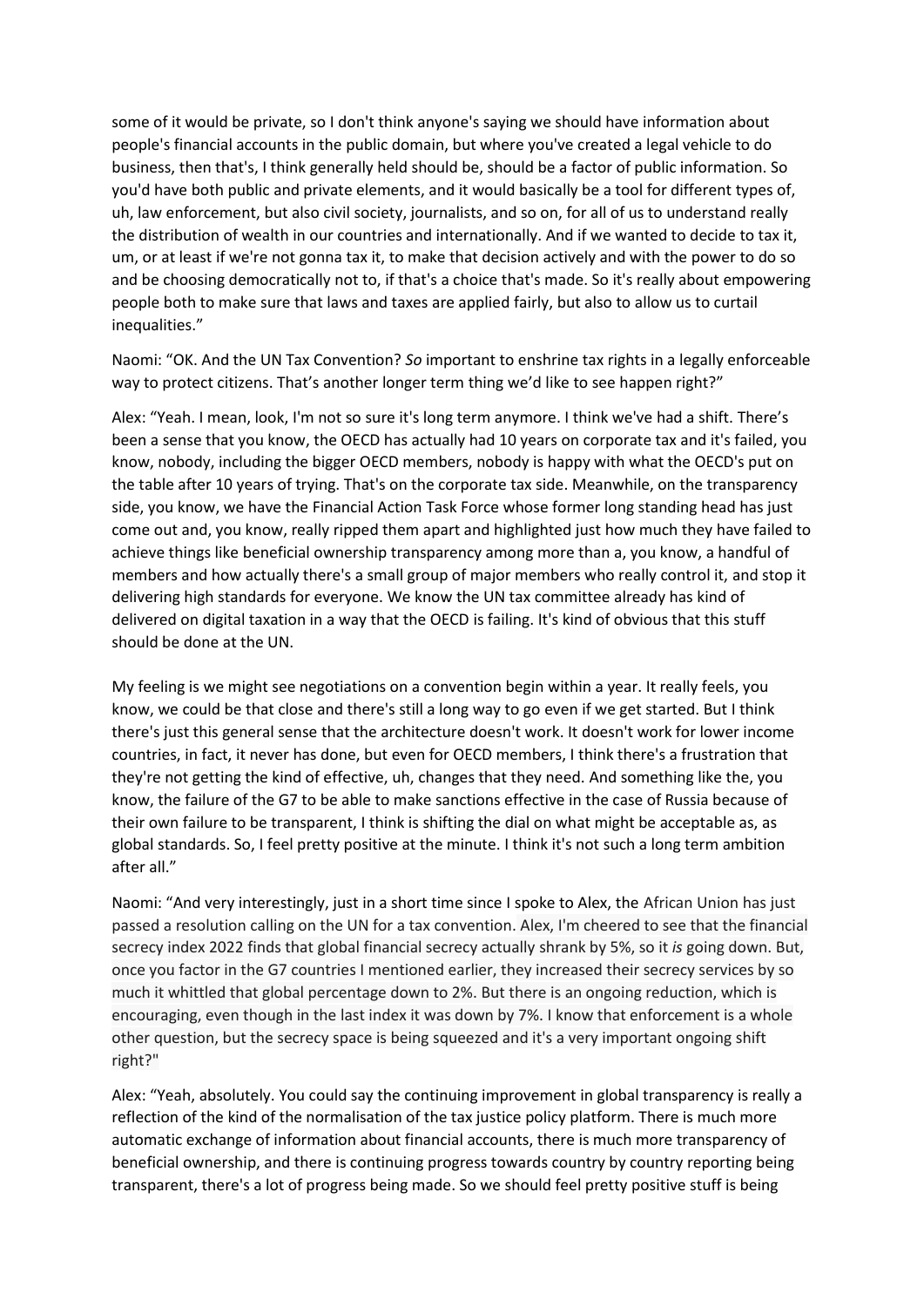some of it would be private, so I don't think anyone's saying we should have information about people's financial accounts in the public domain, but where you've created a legal vehicle to do business, then that's, I think generally held should be, should be a factor of public information. So you'd have both public and private elements, and it would basically be a tool for different types of, uh, law enforcement, but also civil society, journalists, and so on, for all of us to understand really the distribution of wealth in our countries and internationally. And if we wanted to decide to tax it, um, or at least if we're not gonna tax it, to make that decision actively and with the power to do so and be choosing democratically not to, if that's a choice that's made. So it's really about empowering people both to make sure that laws and taxes are applied fairly, but also to allow us to curtail inequalities."

Naomi: "OK. And the UN Tax Convention? *So* important to enshrine tax rights in a legally enforceable way to protect citizens. That's another longer term thing we'd like to see happen right?"

Alex: "Yeah. I mean, look, I'm not so sure it's long term anymore. I think we've had a shift. There's been a sense that you know, the OECD has actually had 10 years on corporate tax and it's failed, you know, nobody, including the bigger OECD members, nobody is happy with what the OECD's put on the table after 10 years of trying. That's on the corporate tax side. Meanwhile, on the transparency side, you know, we have the Financial Action Task Force whose former long standing head has just come out and, you know, really ripped them apart and highlighted just how much they have failed to achieve things like beneficial ownership transparency among more than a, you know, a handful of members and how actually there's a small group of major members who really control it, and stop it delivering high standards for everyone. We know the UN tax committee already has kind of delivered on digital taxation in a way that the OECD is failing. It's kind of obvious that this stuff should be done at the UN.

My feeling is we might see negotiations on a convention begin within a year. It really feels, you know, we could be that close and there's still a long way to go even if we get started. But I think there's just this general sense that the architecture doesn't work. It doesn't work for lower income countries, in fact, it never has done, but even for OECD members, I think there's a frustration that they're not getting the kind of effective, uh, changes that they need. And something like the, you know, the failure of the G7 to be able to make sanctions effective in the case of Russia because of their own failure to be transparent, I think is shifting the dial on what might be acceptable as, as global standards. So, I feel pretty positive at the minute. I think it's not such a long term ambition after all."

Naomi: "And very interestingly, just in a short time since I spoke to Alex, the African Union has just passed a resolution calling on the UN for a tax convention. Alex, I'm cheered to see that the financial secrecy index 2022 finds that global financial secrecy actually shrank by 5%, so it *is* going down. But, once you factor in the G7 countries I mentioned earlier, they increased their secrecy services by so much it whittled that global percentage down to 2%. But there is an ongoing reduction, which is encouraging, even though in the last index it was down by 7%. I know that enforcement is a whole other question, but the secrecy space is being squeezed and it's a very important ongoing shift right?"

Alex: "Yeah, absolutely. You could say the continuing improvement in global transparency is really a reflection of the kind of the normalisation of the tax justice policy platform. There is much more automatic exchange of information about financial accounts, there is much more transparency of beneficial ownership, and there is continuing progress towards country by country reporting being transparent, there's a lot of progress being made. So we should feel pretty positive stuff is being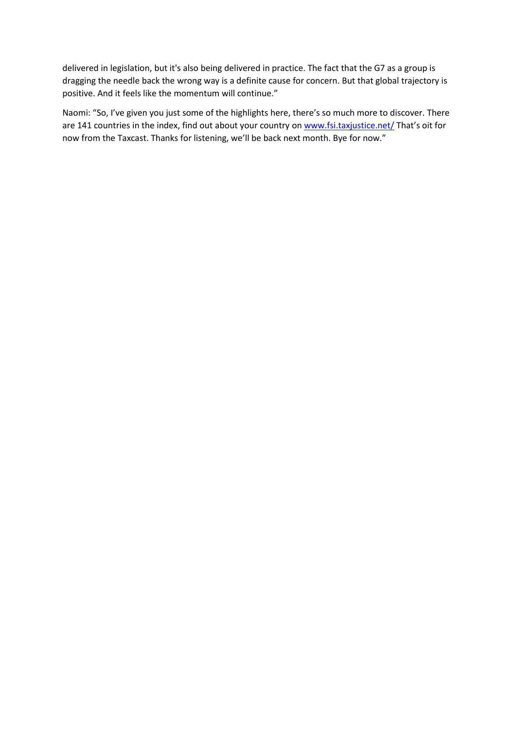delivered in legislation, but it's also being delivered in practice. The fact that the G7 as a group is dragging the needle back the wrong way is a definite cause for concern. But that global trajectory is positive. And it feels like the momentum will continue."

Naomi: "So, I've given you just some of the highlights here, there's so much more to discover. There are 141 countries in the index, find out about your country on [www.fsi.taxjustice.net/](www.fsi.taxjustice.net/) That's oit for now from the Taxcast. Thanks for listening, we'll be back next month. Bye for now."